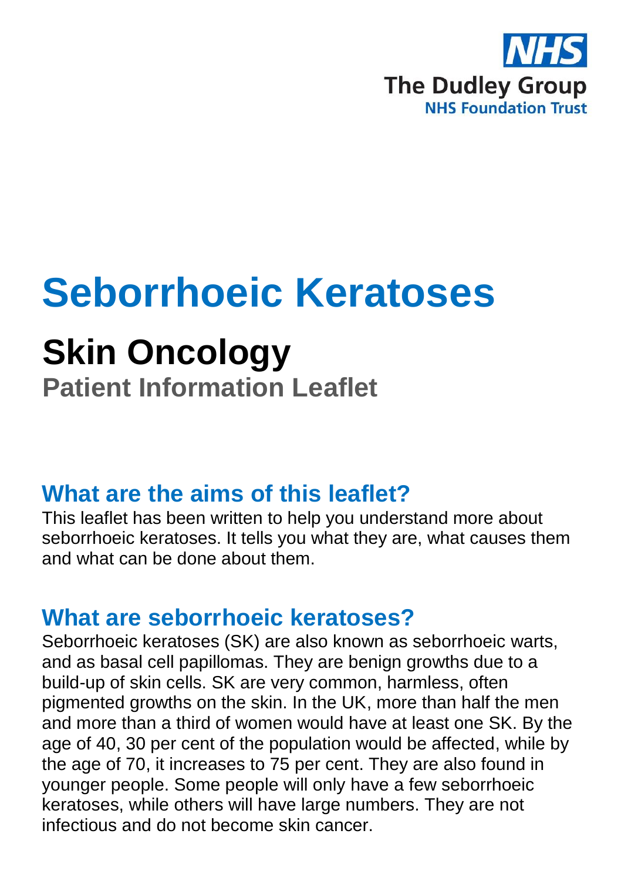NHS
The Dudley Group
NHS Foundation Trust

# Seborrhoeic Keratoses

## Skin Oncology

### Patient Information Leaflet

## What are the aims of this leaflet?

This leaflet has been written to help you understand more about seborrhoeic keratoses. It tells you what they are, what causes them and what can be done about them.

## What are seborrhoeic keratoses?

Seborrhoeic keratoses (SK) are also known as seborrhoeic warts, and as basal cell papillomas. They are benign growths due to a build-up of skin cells. SK are very common, harmless, often pigmented growths on the skin. In the UK, more than half the men and more than a third of women would have at least one SK. By the age of 40, 30 per cent of the population would be affected, while by the age of 70, it increases to 75 per cent. They are also found in younger people. Some people will only have a few seborrhoeic keratoses, while others will have large numbers. They are not infectious and do not become skin cancer.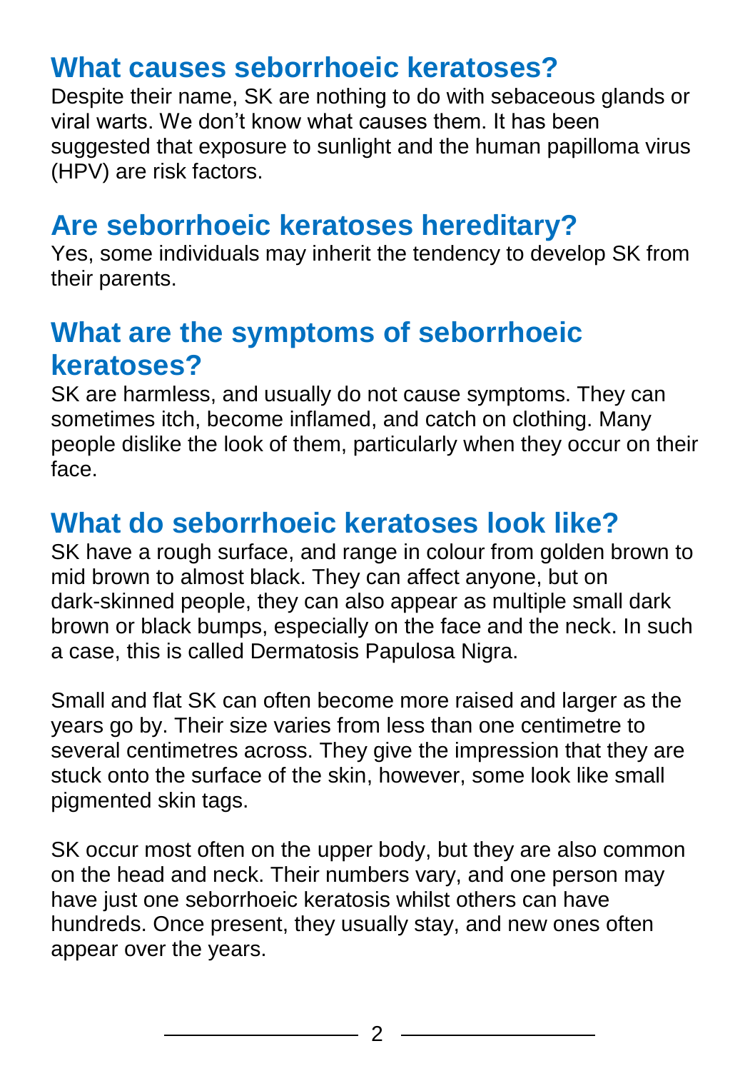## What causes seborrhoeic keratoses?

Despite their name, SK are nothing to do with sebaceous glands or viral warts. We don't know what causes them. It has been suggested that exposure to sunlight and the human papilloma virus (HPV) are risk factors.

## Are seborrhoeic keratoses hereditary?

Yes, some individuals may inherit the tendency to develop SK from their parents.

## What are the symptoms of seborrhoeic keratoses?

SK are harmless, and usually do not cause symptoms. They can sometimes itch, become inflamed, and catch on clothing. Many people dislike the look of them, particularly when they occur on their face.

## What do seborrhoeic keratoses look like?

SK have a rough surface, and range in colour from golden brown to mid brown to almost black. They can affect anyone, but on dark-skinned people, they can also appear as multiple small dark brown or black bumps, especially on the face and the neck. In such a case, this is called Dermatosis Papulosa Nigra.

Small and flat SK can often become more raised and larger as the years go by. Their size varies from less than one centimetre to several centimetres across. They give the impression that they are stuck onto the surface of the skin, however, some look like small pigmented skin tags.

SK occur most often on the upper body, but they are also common on the head and neck. Their numbers vary, and one person may have just one seborrhoeic keratosis whilst others can have hundreds. Once present, they usually stay, and new ones often appear over the years.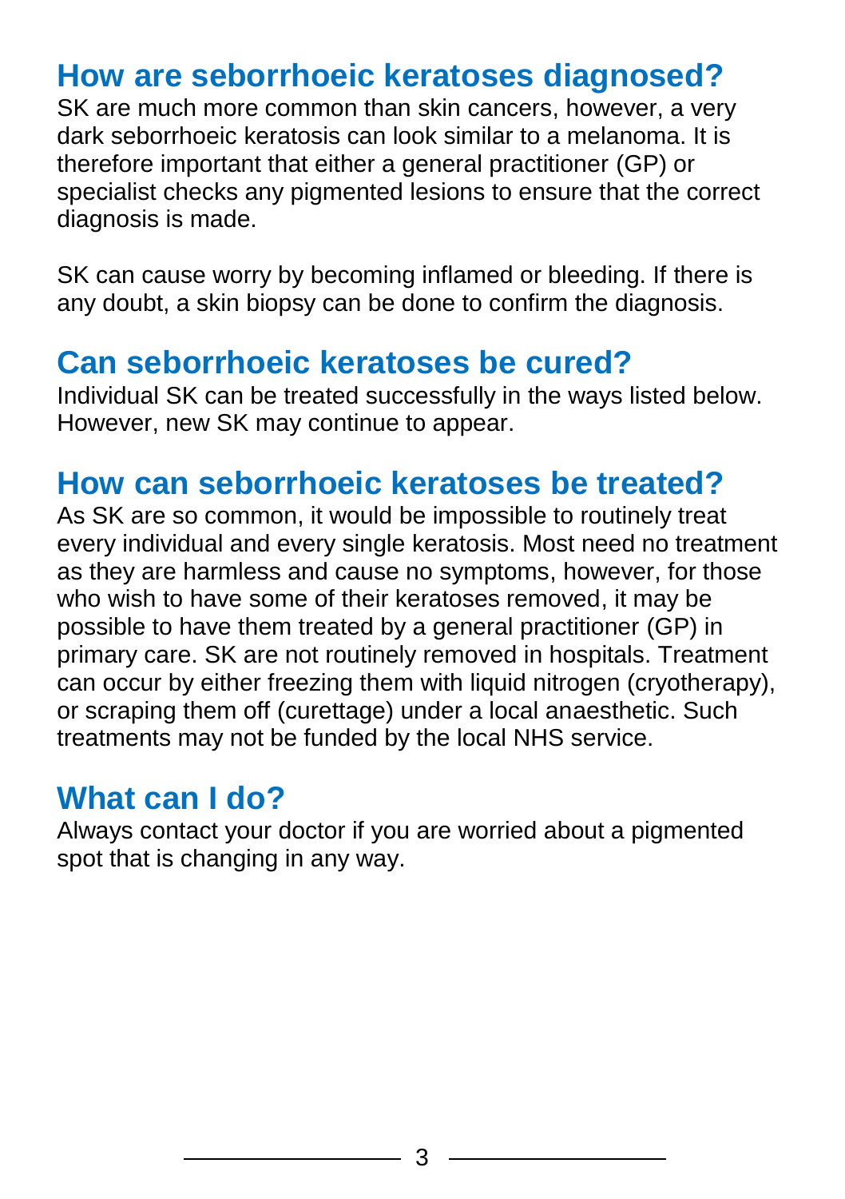## How are seborrhoeic keratoses diagnosed?

SK are much more common than skin cancers, however, a very dark seborrhoeic keratosis can look similar to a melanoma. It is therefore important that either a general practitioner (GP) or specialist checks any pigmented lesions to ensure that the correct diagnosis is made.

SK can cause worry by becoming inflamed or bleeding. If there is any doubt, a skin biopsy can be done to confirm the diagnosis.

## Can seborrhoeic keratoses be cured?

Individual SK can be treated successfully in the ways listed below. However, new SK may continue to appear.

## How can seborrhoeic keratoses be treated?

As SK are so common, it would be impossible to routinely treat every individual and every single keratosis. Most need no treatment as they are harmless and cause no symptoms, however, for those who wish to have some of their keratoses removed, it may be possible to have them treated by a general practitioner (GP) in primary care. SK are not routinely removed in hospitals. Treatment can occur by either freezing them with liquid nitrogen (cryotherapy), or scraping them off (curettage) under a local anaesthetic. Such treatments may not be funded by the local NHS service.

## What can I do?

Always contact your doctor if you are worried about a pigmented spot that is changing in any way.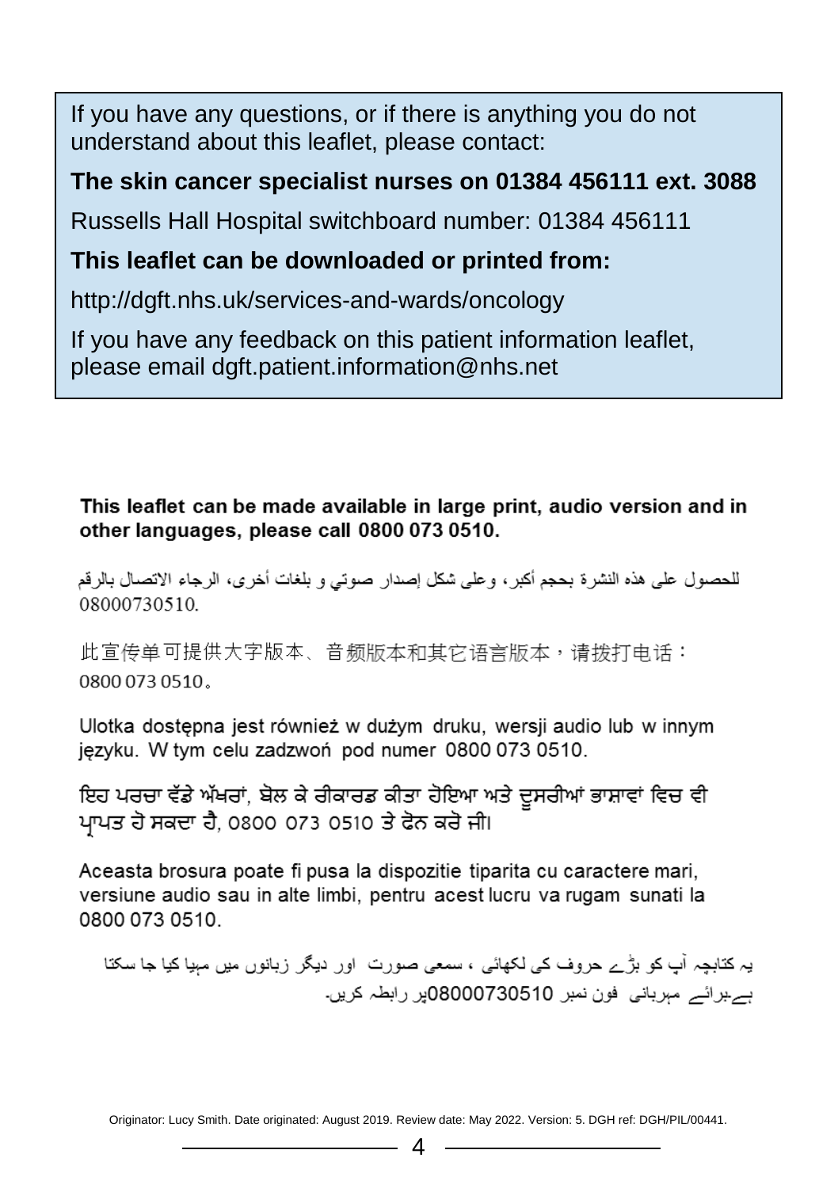If you have any questions, or if there is anything you do not understand about this leaflet, please contact:

**The skin cancer specialist nurses on 01384 456111 ext. 3088**

Russells Hall Hospital switchboard number: 01384 456111

**This leaflet can be downloaded or printed from:**

http://dgft.nhs.uk/services-and-wards/oncology

If you have any feedback on this patient information leaflet, please email dgft.patient.information@nhs.net

**This leaflet can be made available in large print, audio version and in other languages, please call 0800 073 0510.**

للحصول على هذه النشرة بحجم أكبر، وعلى شكل إصدار صوتي و بلغات أخرى، الرجاء الاتصال بالرقم 08000730510.

此宣传单可提供大字版本、音频版本和其它语言版本，请拨打电话：0800 073 0510。

Ulotka dostępna jest również w dużym druku, wersji audio lub w innym języku. W tym celu zadzwoń pod numer 0800 073 0510.

ਇਹ ਪਰਚਾ ਵੱਡੇ ਅੱਖਰਾਂ, ਬੋਲ ਕੇ ਰੀਕਾਰਡ ਕੀਤਾ ਹੋਇਆ ਅਤੇ ਦੂਸਰੀਆਂ ਭਾਸ਼ਾਵਾਂ ਵਿਚ ਵੀ ਪ੍ਰਾਪਤ ਹੋ ਸਕਦਾ ਹੈ, 0800 073 0510 ਤੇ ਫੋਨ ਕਰੋ ਜੀ।

Aceasta brosura poate fi pusa la dispozitie tiparita cu caractere mari, versiune audio sau in alte limbi, pentru acest lucru va rugam sunati la 0800 073 0510.

یہ کتابچہ آپ کو بڑے حروف کی لکھائی ، سمعی صورت اور دیگر زبانوں میں مہیا کیا جا سکتا ہے۔برائے مہربانی فون نمبر 08000730510پر رابطہ کریں۔

Originator: Lucy Smith. Date originated: August 2019. Review date: May 2022. Version: 5. DGH ref: DGH/PIL/00441.